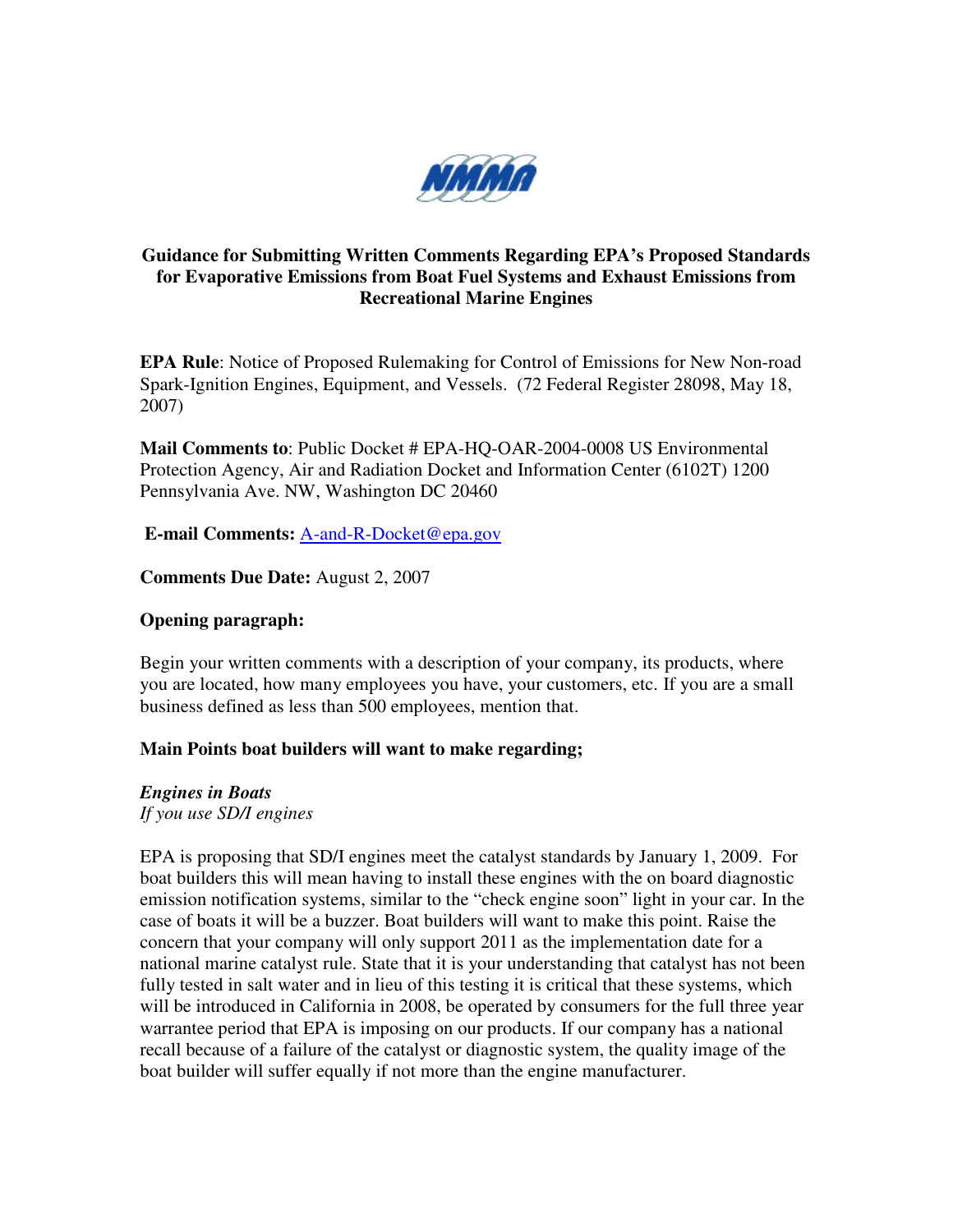NMMA

## Guidance for Submitting Written Comments Regarding EPA's Proposed Standards for Evaporative Emissions from Boat Fuel Systems and Exhaust Emissions from Recreational Marine Engines

**EPA Rule**: Notice of Proposed Rulemaking for Control of Emissions for New Non-road Spark-Ignition Engines, Equipment, and Vessels. (72 Federal Register 28098, May 18, 2007)

**Mail Comments to**: Public Docket # EPA-HQ-OAR-2004-0008 US Environmental Protection Agency, Air and Radiation Docket and Information Center (6102T) 1200 Pennsylvania Ave. NW, Washington DC 20460

**E-mail Comments:** A-and-R-Docket@epa.gov

**Comments Due Date:** August 2, 2007

**Opening paragraph:**

Begin your written comments with a description of your company, its products, where you are located, how many employees you have, your customers, etc. If you are a small business defined as less than 500 employees, mention that.

**Main Points boat builders will want to make regarding;**

***Engines in Boats***

*If you use SD/I engines*

EPA is proposing that SD/I engines meet the catalyst standards by January 1, 2009. For boat builders this will mean having to install these engines with the on board diagnostic emission notification systems, similar to the "check engine soon" light in your car. In the case of boats it will be a buzzer. Boat builders will want to make this point. Raise the concern that your company will only support 2011 as the implementation date for a national marine catalyst rule. State that it is your understanding that catalyst has not been fully tested in salt water and in lieu of this testing it is critical that these systems, which will be introduced in California in 2008, be operated by consumers for the full three year warrantee period that EPA is imposing on our products. If our company has a national recall because of a failure of the catalyst or diagnostic system, the quality image of the boat builder will suffer equally if not more than the engine manufacturer.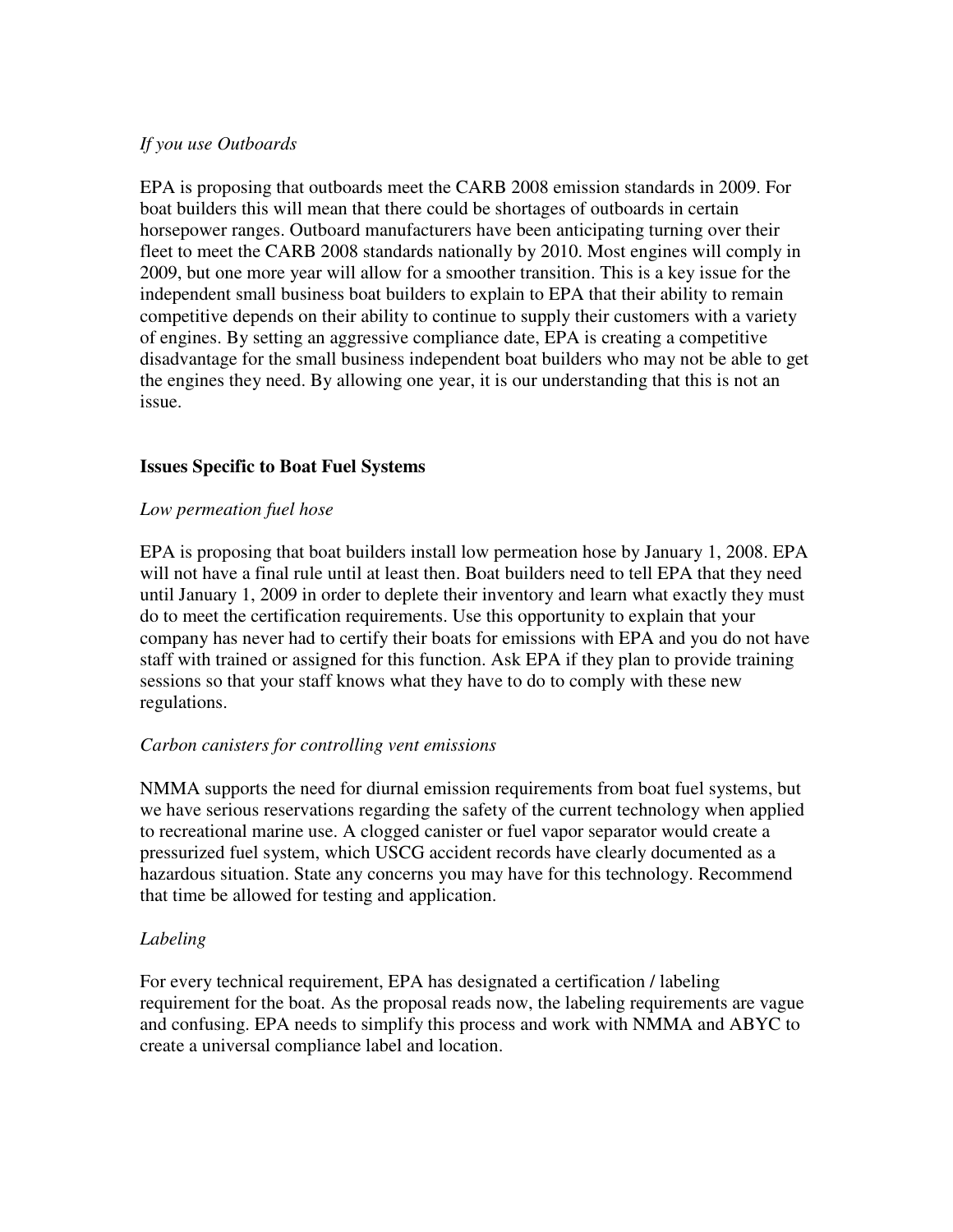*If you use Outboards*

EPA is proposing that outboards meet the CARB 2008 emission standards in 2009. For boat builders this will mean that there could be shortages of outboards in certain horsepower ranges. Outboard manufacturers have been anticipating turning over their fleet to meet the CARB 2008 standards nationally by 2010. Most engines will comply in 2009, but one more year will allow for a smoother transition. This is a key issue for the independent small business boat builders to explain to EPA that their ability to remain competitive depends on their ability to continue to supply their customers with a variety of engines. By setting an aggressive compliance date, EPA is creating a competitive disadvantage for the small business independent boat builders who may not be able to get the engines they need. By allowing one year, it is our understanding that this is not an issue.

## Issues Specific to Boat Fuel Systems

*Low permeation fuel hose*

EPA is proposing that boat builders install low permeation hose by January 1, 2008. EPA will not have a final rule until at least then. Boat builders need to tell EPA that they need until January 1, 2009 in order to deplete their inventory and learn what exactly they must do to meet the certification requirements. Use this opportunity to explain that your company has never had to certify their boats for emissions with EPA and you do not have staff with trained or assigned for this function. Ask EPA if they plan to provide training sessions so that your staff knows what they have to do to comply with these new regulations.

*Carbon canisters for controlling vent emissions*

NMMA supports the need for diurnal emission requirements from boat fuel systems, but we have serious reservations regarding the safety of the current technology when applied to recreational marine use. A clogged canister or fuel vapor separator would create a pressurized fuel system, which USCG accident records have clearly documented as a hazardous situation. State any concerns you may have for this technology. Recommend that time be allowed for testing and application.

*Labeling*

For every technical requirement, EPA has designated a certification / labeling requirement for the boat. As the proposal reads now, the labeling requirements are vague and confusing. EPA needs to simplify this process and work with NMMA and ABYC to create a universal compliance label and location.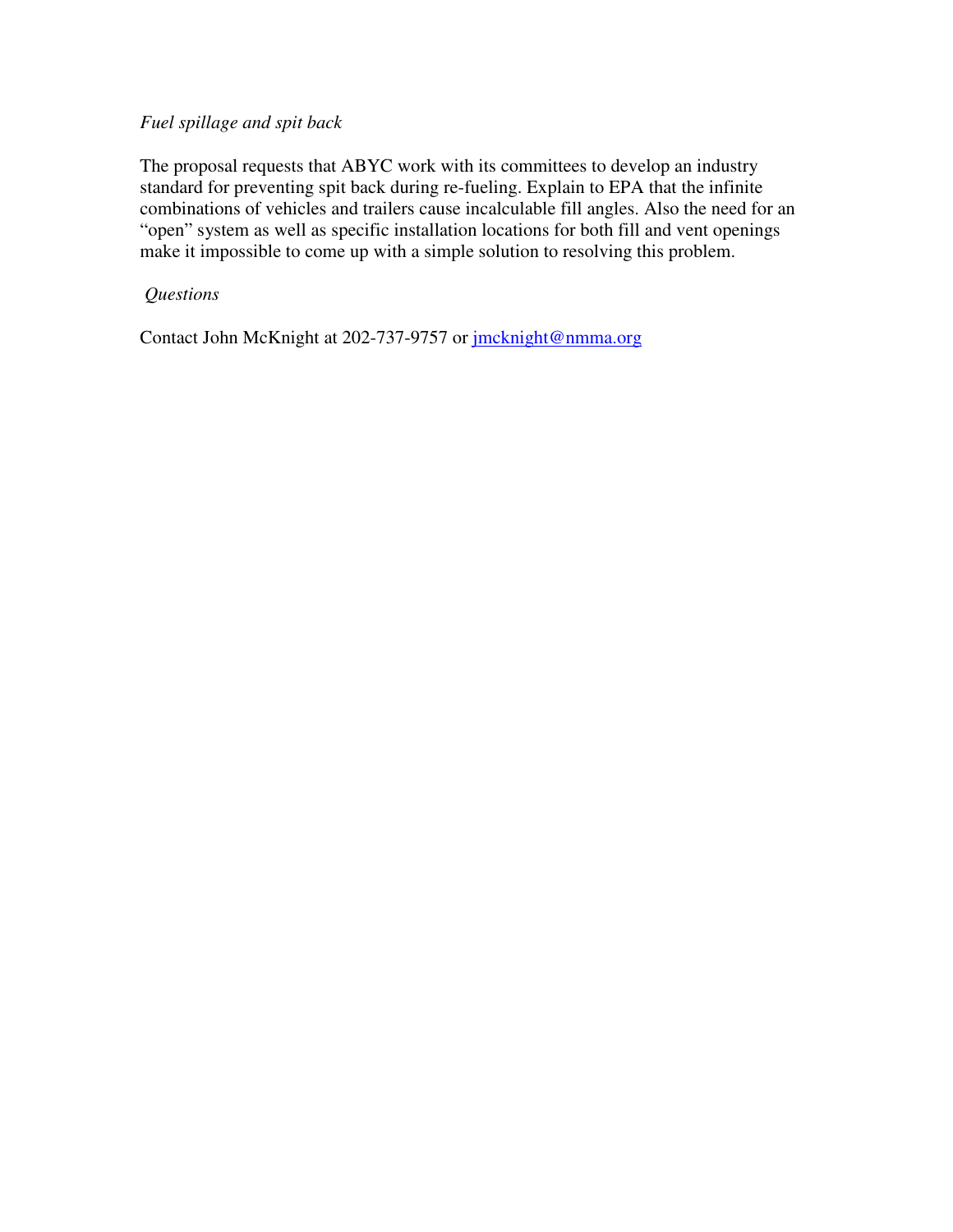*Fuel spillage and spit back*

The proposal requests that ABYC work with its committees to develop an industry standard for preventing spit back during re-fueling. Explain to EPA that the infinite combinations of vehicles and trailers cause incalculable fill angles. Also the need for an "open" system as well as specific installation locations for both fill and vent openings make it impossible to come up with a simple solution to resolving this problem.

*Questions*

Contact John McKnight at 202-737-9757 or [jmcknight@nmma.org](mailto:jmcknight@nmma.org)